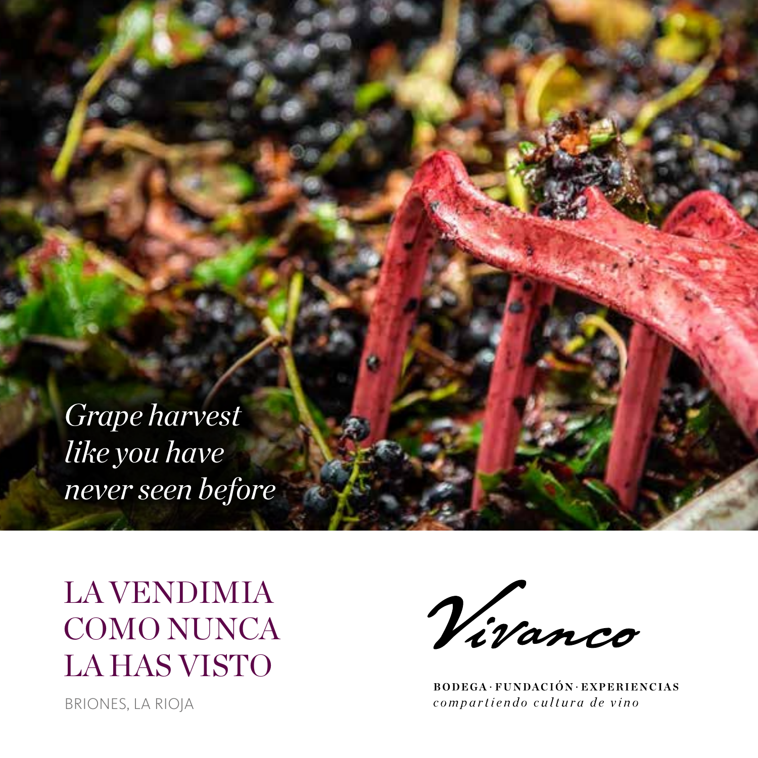*Grape harvest like you have never seen before*

# LA VENDIMIA COMO NUNCA LA HAS VISTO

BRIONES, LA RIOJA

Vivanco

BODEGA · FUNDACIÓN · EXPERIENCIAS

*compartiendo cultura de vino*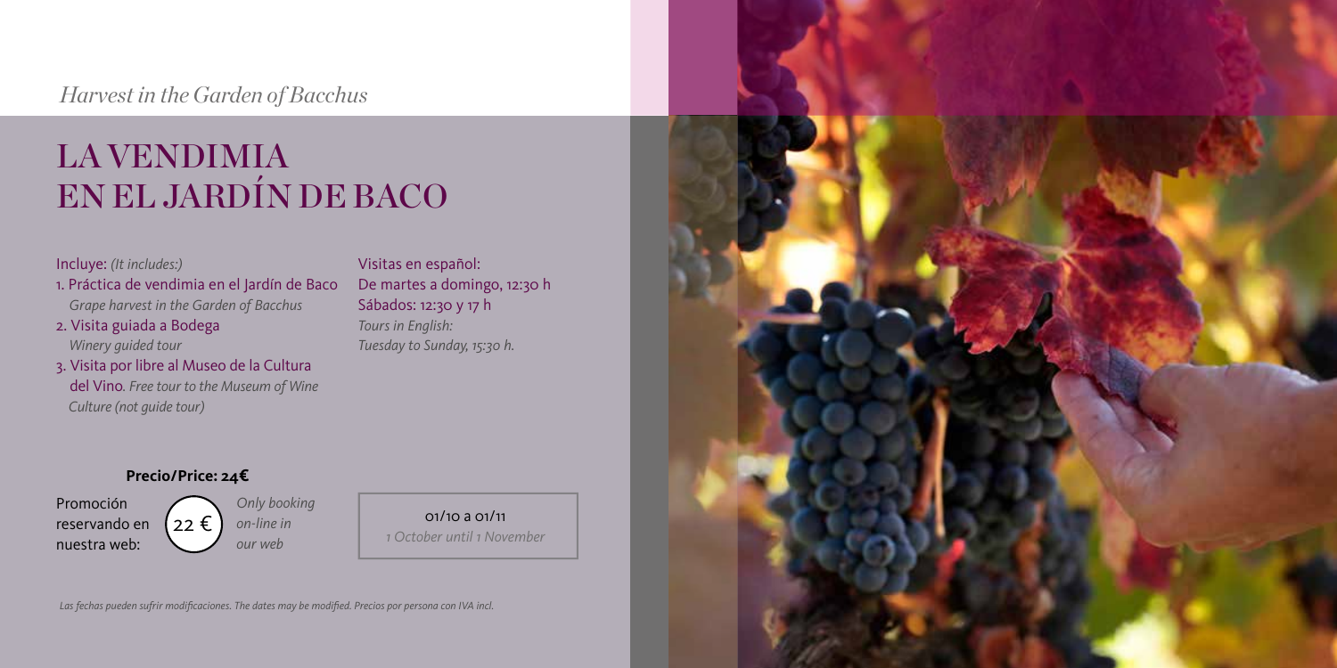*Harvest in the Garden of Bacchus*

# LA VENDIMIA EN EL JARDÍN DE BACO

Incluye: *(It includes:)*

1. Práctica de vendimia en el Jardín de Baco
   *Grape harvest in the Garden of Bacchus*
2. Visita guiada a Bodega
   *Winery guided tour*
3. Visita por libre al Museo de la Cultura del Vino. *Free tour to the Museum of Wine Culture (not guide tour)*

Visitas en español:
De martes a domingo, 12:30 h
Sábados: 12:30 y 17 h
*Tours in English:*
*Tuesday to Sunday, 15:30 h.*

**Precio/Price: 24€**

Promoción reservando en nuestra web: 22 € *Only booking on-line in our web*

01/10 a 01/11
*1 October until 1 November*

*Las fechas pueden sufrir modificaciones. The dates may be modified. Precios por persona con IVA incl.*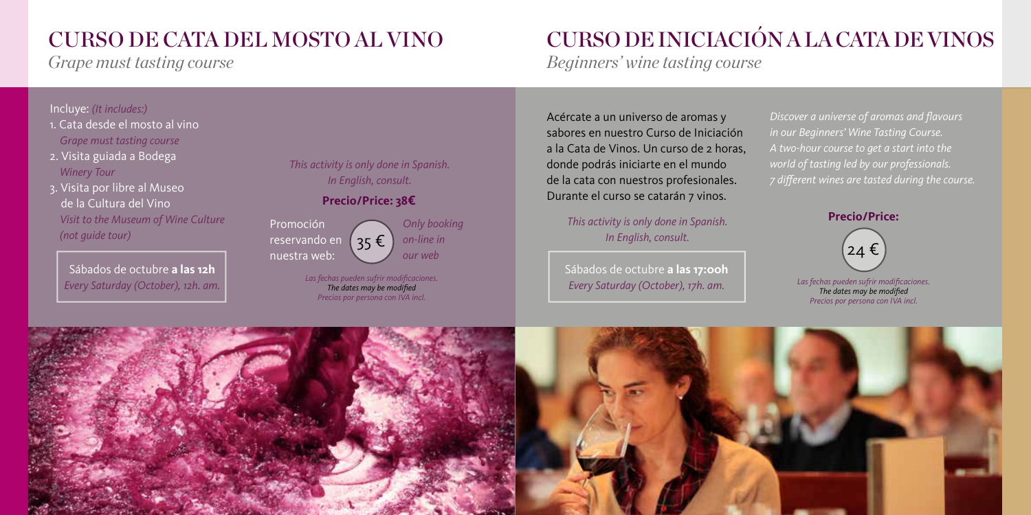# CURSO DE CATA DEL MOSTO AL VINO

*Grape must tasting course*

Incluye: *(It includes:)*

1. Cata desde el mosto al vino
   *Grape must tasting course*
2. Visita guiada a Bodega
   *Winery Tour*
3. Visita por libre al Museo de la Cultura del Vino
   *Visit to the Museum of Wine Culture (not guide tour)*

Sábados de octubre **a las 12h**
*Every Saturday (October), 12h. am.*

*This activity is only done in Spanish. In English, consult.*

**Precio/Price: 38€**

Promoción reservando en nuestra web: 35 € *Only booking on-line in our web*

*Las fechas pueden sufrir modificaciones.*
*The dates may be modified*
*Precios por persona con IVA incl.*

# CURSO DE INICIACIÓN A LA CATA DE VINOS

*Beginners' wine tasting course*

Acércate a un universo de aromas y sabores en nuestro Curso de Iniciación a la Cata de Vinos. Un curso de 2 horas, donde podrás iniciarte en el mundo de la cata con nuestros profesionales. Durante el curso se catarán 7 vinos.

*Discover a universe of aromas and flavours in our Beginners' Wine Tasting Course. A two-hour course to get a start into the world of tasting led by our professionals. 7 different wines are tasted during the course.*

*This activity is only done in Spanish. In English, consult.*

Sábados de octubre **a las 17:00h**
*Every Saturday (October), 17h. am.*

**Precio/Price:**

24 €

*Las fechas pueden sufrir modificaciones.*
*The dates may be modified*
*Precios por persona con IVA incl.*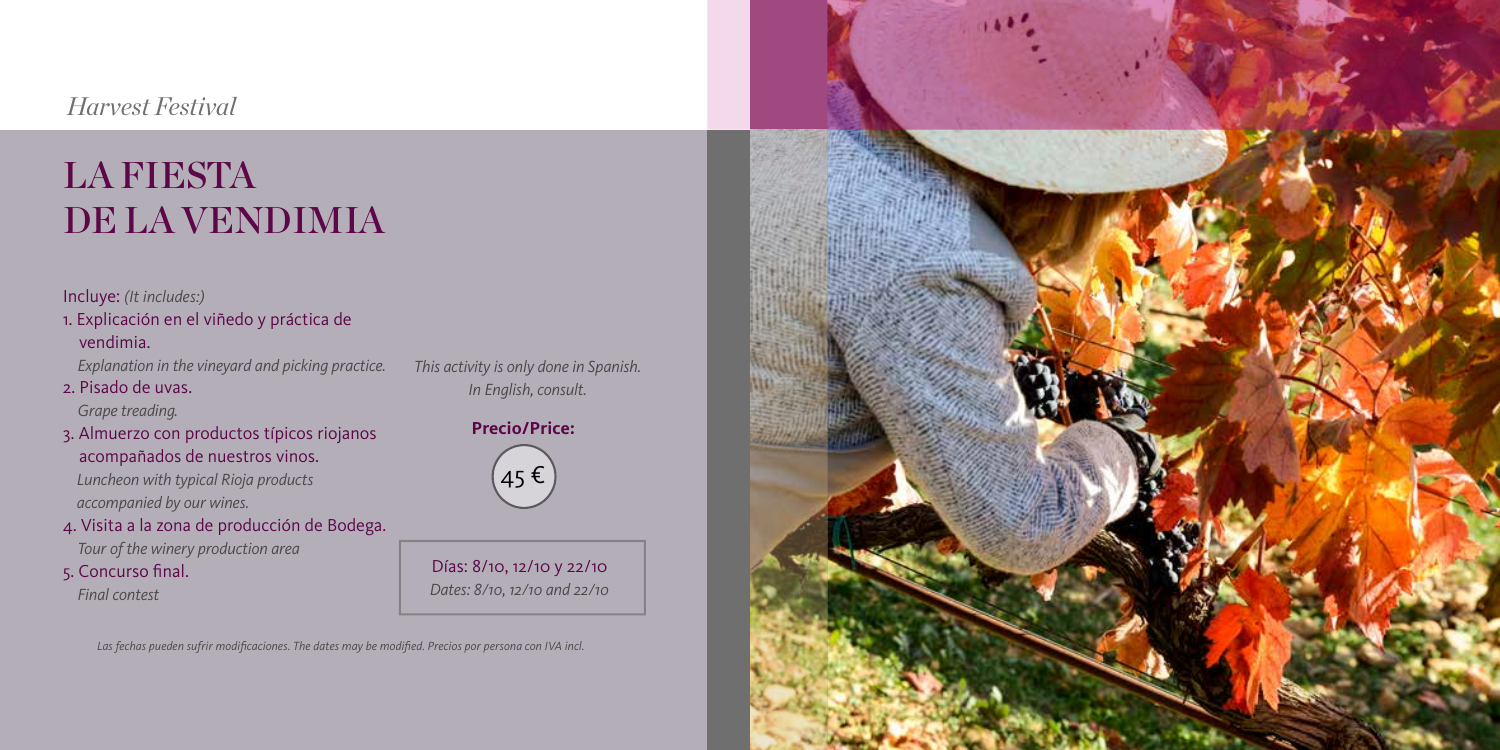*Harvest Festival*

# LA FIESTA DE LA VENDIMIA

Incluye: *(It includes:)*

1. Explicación en el viñedo y práctica de vendimia.
   *Explanation in the vineyard and picking practice.*
2. Pisado de uvas.
   *Grape treading.*
3. Almuerzo con productos típicos riojanos acompañados de nuestros vinos.
   *Luncheon with typical Rioja products accompanied by our wines.*
4. Visita a la zona de producción de Bodega.
   *Tour of the winery production area*
5. Concurso final.
   *Final contest*

*This activity is only done in Spanish. In English, consult.*

**Precio/Price:**

45 €

Días: 8/10, 12/10 y 22/10
*Dates: 8/10, 12/10 and 22/10*

*Las fechas pueden sufrir modificaciones. The dates may be modified. Precios por persona con IVA incl.*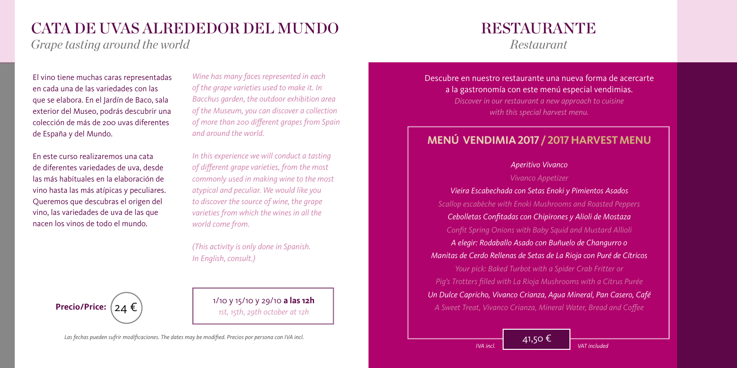# CATA DE UVAS ALREDEDOR DEL MUNDO

*Grape tasting around the world*

El vino tiene muchas caras representadas en cada una de las variedades con las que se elabora. En el Jardín de Baco, sala exterior del Museo, podrás descubrir una colección de más de 200 uvas diferentes de España y del Mundo.

*Wine has many faces represented in each of the grape varieties used to make it. In Bacchus garden, the outdoor exhibition area of the Museum, you can discover a collection of more than 200 different grapes from Spain and around the world.*

En este curso realizaremos una cata de diferentes variedades de uva, desde las más habituales en la elaboración de vino hasta las más atípicas y peculiares. Queremos que descubras el origen del vino, las variedades de uva de las que nacen los vinos de todo el mundo.

*In this experience we will conduct a tasting of different grape varieties, from the most commonly used in making wine to the most atypical and peculiar. We would like you to discover the source of wine, the grape varieties from which the wines in all the world come from.*

*(This activity is only done in Spanish. In English, consult.)*

**Precio/Price:** 24 €

1/10 y 15/10 y 29/10 **a las 12h**
*1st, 15th, 29th october at 12h*

*Las fechas pueden sufrir modificaciones. The dates may be modified. Precios por persona con IVA incl.*

# RESTAURANTE

*Restaurant*

Descubre en nuestro restaurante una nueva forma de acercarte a la gastronomía con este menú especial vendimias.
*Discover in our restaurant a new approach to cuisine with this special harvest menu.*

## MENÚ VENDIMIA 2017 / 2017 HARVEST MENU

*Aperitivo Vivanco*
*Vivanco Appetizer*

*Vieira Escabechada con Setas Enoki y Pimientos Asados*
*Scallop escabèche with Enoki Mushrooms and Roasted Peppers*

*Cebolletas Confitadas con Chipirones y Alioli de Mostaza*
*Confit Spring Onions with Baby Squid and Mustard Allioli*

*A elegir: Rodaballo Asado con Buñuelo de Changurro o*
*Manitas de Cerdo Rellenas de Setas de La Rioja con Puré de Cítricos*
*Your pick: Baked Turbot with a Spider Crab Fritter or*
*Pig's Trotters filled with La Rioja Mushrooms with a Citrus Purée*

*Un Dulce Capricho, Vivanco Crianza, Agua Mineral, Pan Casero, Café*
*A Sweet Treat, Vivanco Crianza, Mineral Water, Bread and Coffee*

*IVA incl.* 41,50 € *VAT included*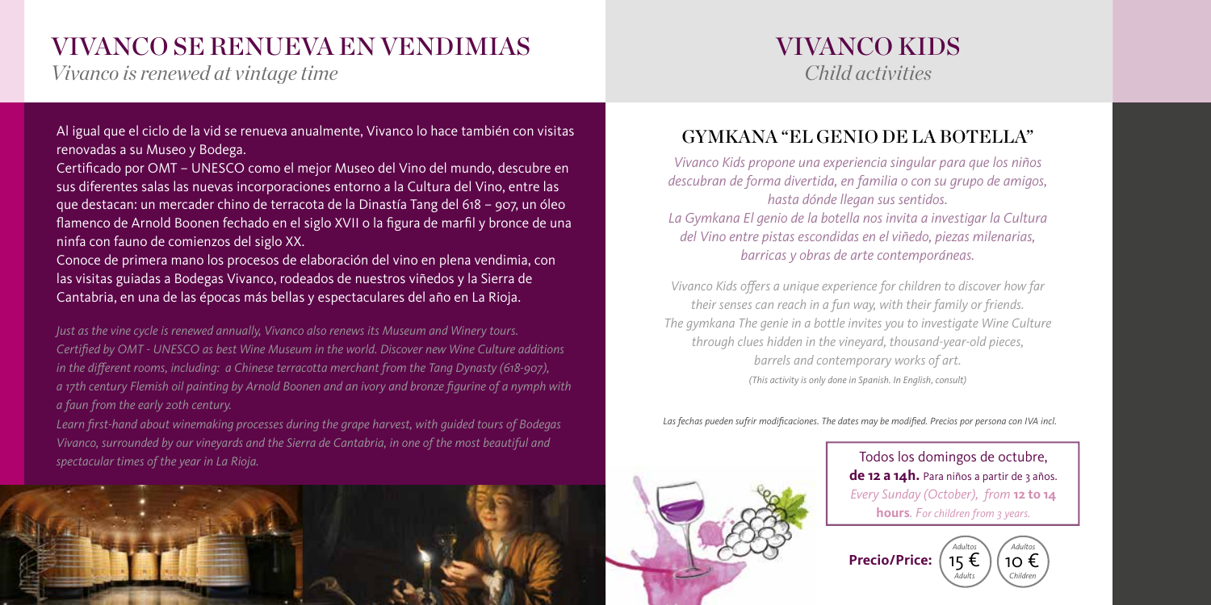# VIVANCO SE RENUEVA EN VENDIMIAS

*Vivanco is renewed at vintage time*

Al igual que el ciclo de la vid se renueva anualmente, Vivanco lo hace también con visitas renovadas a su Museo y Bodega.

Certificado por OMT – UNESCO como el mejor Museo del Vino del mundo, descubre en sus diferentes salas las nuevas incorporaciones entorno a la Cultura del Vino, entre las que destacan: un mercader chino de terracota de la Dinastía Tang del 618 – 907, un óleo flamenco de Arnold Boonen fechado en el siglo XVII o la figura de marfil y bronce de una ninfa con fauno de comienzos del siglo XX.

Conoce de primera mano los procesos de elaboración del vino en plena vendimia, con las visitas guiadas a Bodegas Vivanco, rodeados de nuestros viñedos y la Sierra de Cantabria, en una de las épocas más bellas y espectaculares del año en La Rioja.

*Just as the vine cycle is renewed annually, Vivanco also renews its Museum and Winery tours. Certified by OMT - UNESCO as best Wine Museum in the world. Discover new Wine Culture additions in the different rooms, including: a Chinese terracotta merchant from the Tang Dynasty (618-907), a 17th century Flemish oil painting by Arnold Boonen and an ivory and bronze figurine of a nymph with a faun from the early 20th century.*

*Learn first-hand about winemaking processes during the grape harvest, with guided tours of Bodegas Vivanco, surrounded by our vineyards and the Sierra de Cantabria, in one of the most beautiful and spectacular times of the year in La Rioja.*

# VIVANCO KIDS

*Child activities*

## GYMKANA "EL GENIO DE LA BOTELLA"

*Vivanco Kids propone una experiencia singular para que los niños descubran de forma divertida, en familia o con su grupo de amigos, hasta dónde llegan sus sentidos.*

*La Gymkana El genio de la botella nos invita a investigar la Cultura del Vino entre pistas escondidas en el viñedo, piezas milenarias, barricas y obras de arte contemporáneas.*

*Vivanco Kids offers a unique experience for children to discover how far their senses can reach in a fun way, with their family or friends. The gymkana The genie in a bottle invites you to investigate Wine Culture through clues hidden in the vineyard, thousand-year-old pieces, barrels and contemporary works of art.*

*(This activity is only done in Spanish. In English, consult)*

*Las fechas pueden sufrir modificaciones. The dates may be modified. Precios por persona con IVA incl.*

Todos los domingos de octubre, **de 12 a 14h.** Para niños a partir de 3 años.
*Every Sunday (October), from* **12 to 14 hours**. *For children from 3 years.*

**Precio/Price:** 15 € Adultos / *Adults* — 10 € Adultos / *Children*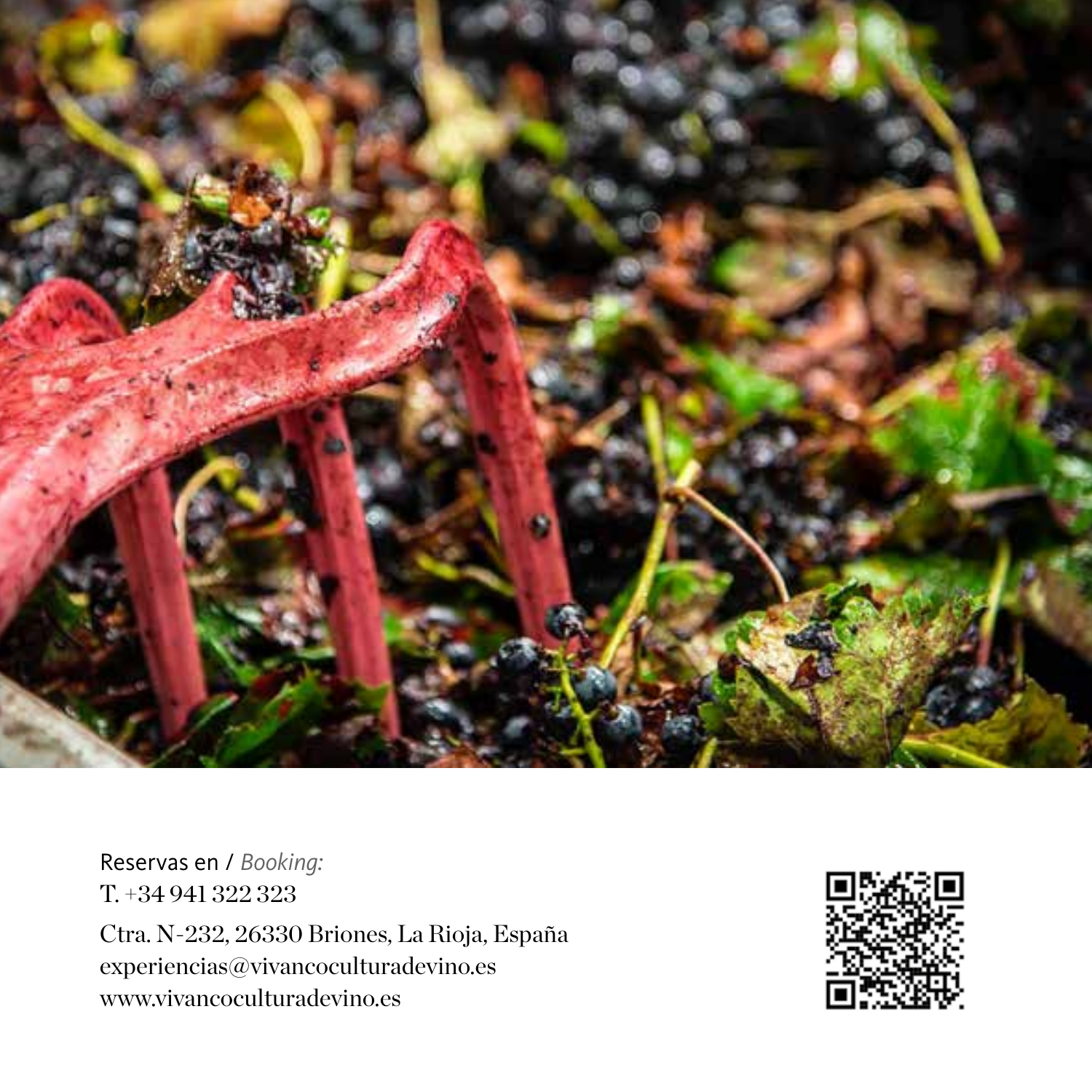Reservas en / *Booking:*
T. +34 941 322 323

Ctra. N-232, 26330 Briones, La Rioja, España
experiencias@vivancoculturadevino.es
www.vivancoculturadevino.es